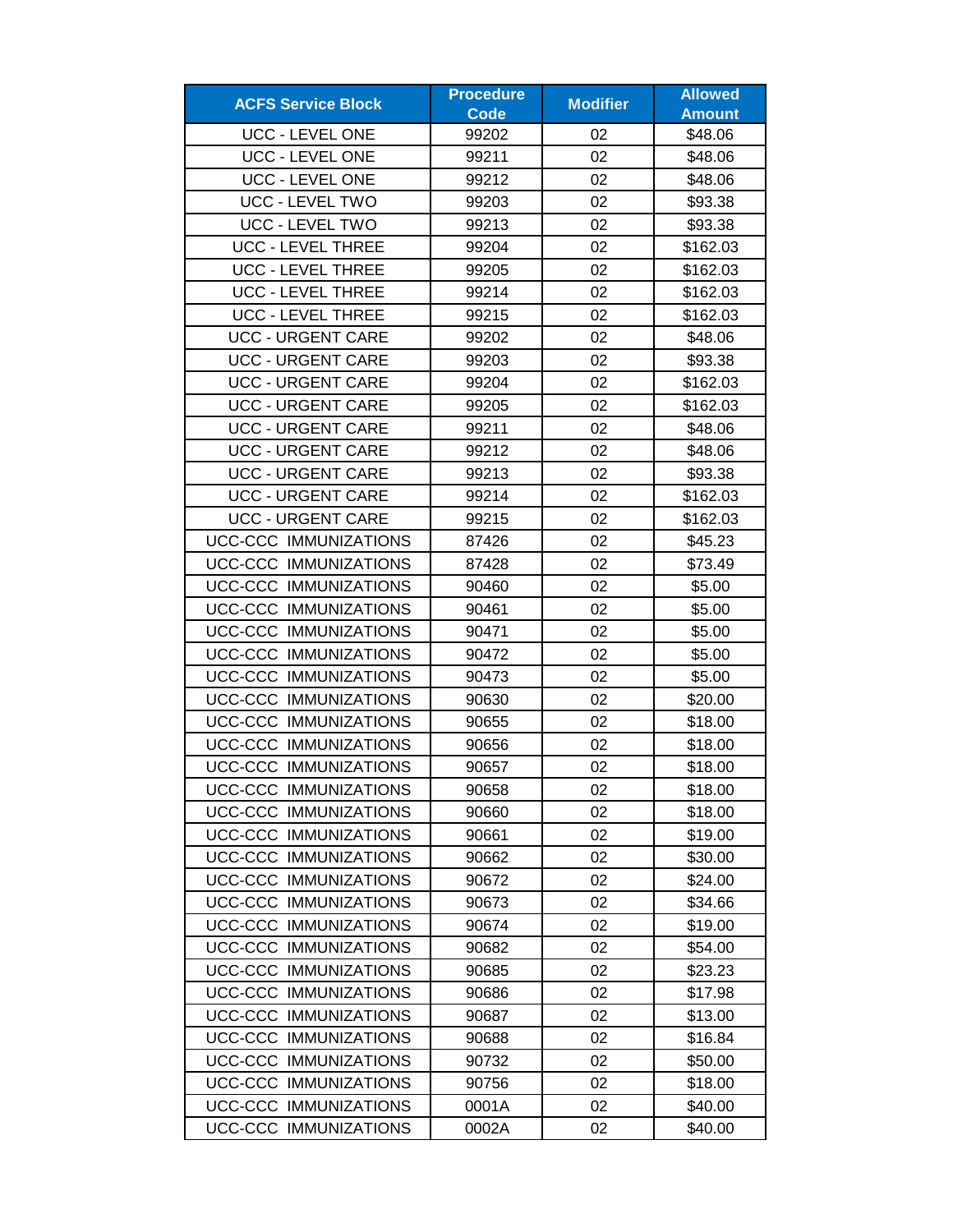| ACFS Service Block | Procedure Code | Modifier | Allowed Amount |
|---|---|---|---|
| UCC - LEVEL ONE | 99202 | 02 | $48.06 |
| UCC - LEVEL ONE | 99211 | 02 | $48.06 |
| UCC - LEVEL ONE | 99212 | 02 | $48.06 |
| UCC - LEVEL TWO | 99203 | 02 | $93.38 |
| UCC - LEVEL TWO | 99213 | 02 | $93.38 |
| UCC - LEVEL THREE | 99204 | 02 | $162.03 |
| UCC - LEVEL THREE | 99205 | 02 | $162.03 |
| UCC - LEVEL THREE | 99214 | 02 | $162.03 |
| UCC - LEVEL THREE | 99215 | 02 | $162.03 |
| UCC - URGENT CARE | 99202 | 02 | $48.06 |
| UCC - URGENT CARE | 99203 | 02 | $93.38 |
| UCC - URGENT CARE | 99204 | 02 | $162.03 |
| UCC - URGENT CARE | 99205 | 02 | $162.03 |
| UCC - URGENT CARE | 99211 | 02 | $48.06 |
| UCC - URGENT CARE | 99212 | 02 | $48.06 |
| UCC - URGENT CARE | 99213 | 02 | $93.38 |
| UCC - URGENT CARE | 99214 | 02 | $162.03 |
| UCC - URGENT CARE | 99215 | 02 | $162.03 |
| UCC-CCC IMMUNIZATIONS | 87426 | 02 | $45.23 |
| UCC-CCC IMMUNIZATIONS | 87428 | 02 | $73.49 |
| UCC-CCC IMMUNIZATIONS | 90460 | 02 | $5.00 |
| UCC-CCC IMMUNIZATIONS | 90461 | 02 | $5.00 |
| UCC-CCC IMMUNIZATIONS | 90471 | 02 | $5.00 |
| UCC-CCC IMMUNIZATIONS | 90472 | 02 | $5.00 |
| UCC-CCC IMMUNIZATIONS | 90473 | 02 | $5.00 |
| UCC-CCC IMMUNIZATIONS | 90630 | 02 | $20.00 |
| UCC-CCC IMMUNIZATIONS | 90655 | 02 | $18.00 |
| UCC-CCC IMMUNIZATIONS | 90656 | 02 | $18.00 |
| UCC-CCC IMMUNIZATIONS | 90657 | 02 | $18.00 |
| UCC-CCC IMMUNIZATIONS | 90658 | 02 | $18.00 |
| UCC-CCC IMMUNIZATIONS | 90660 | 02 | $18.00 |
| UCC-CCC IMMUNIZATIONS | 90661 | 02 | $19.00 |
| UCC-CCC IMMUNIZATIONS | 90662 | 02 | $30.00 |
| UCC-CCC IMMUNIZATIONS | 90672 | 02 | $24.00 |
| UCC-CCC IMMUNIZATIONS | 90673 | 02 | $34.66 |
| UCC-CCC IMMUNIZATIONS | 90674 | 02 | $19.00 |
| UCC-CCC IMMUNIZATIONS | 90682 | 02 | $54.00 |
| UCC-CCC IMMUNIZATIONS | 90685 | 02 | $23.23 |
| UCC-CCC IMMUNIZATIONS | 90686 | 02 | $17.98 |
| UCC-CCC IMMUNIZATIONS | 90687 | 02 | $13.00 |
| UCC-CCC IMMUNIZATIONS | 90688 | 02 | $16.84 |
| UCC-CCC IMMUNIZATIONS | 90732 | 02 | $50.00 |
| UCC-CCC IMMUNIZATIONS | 90756 | 02 | $18.00 |
| UCC-CCC IMMUNIZATIONS | 0001A | 02 | $40.00 |
| UCC-CCC IMMUNIZATIONS | 0002A | 02 | $40.00 |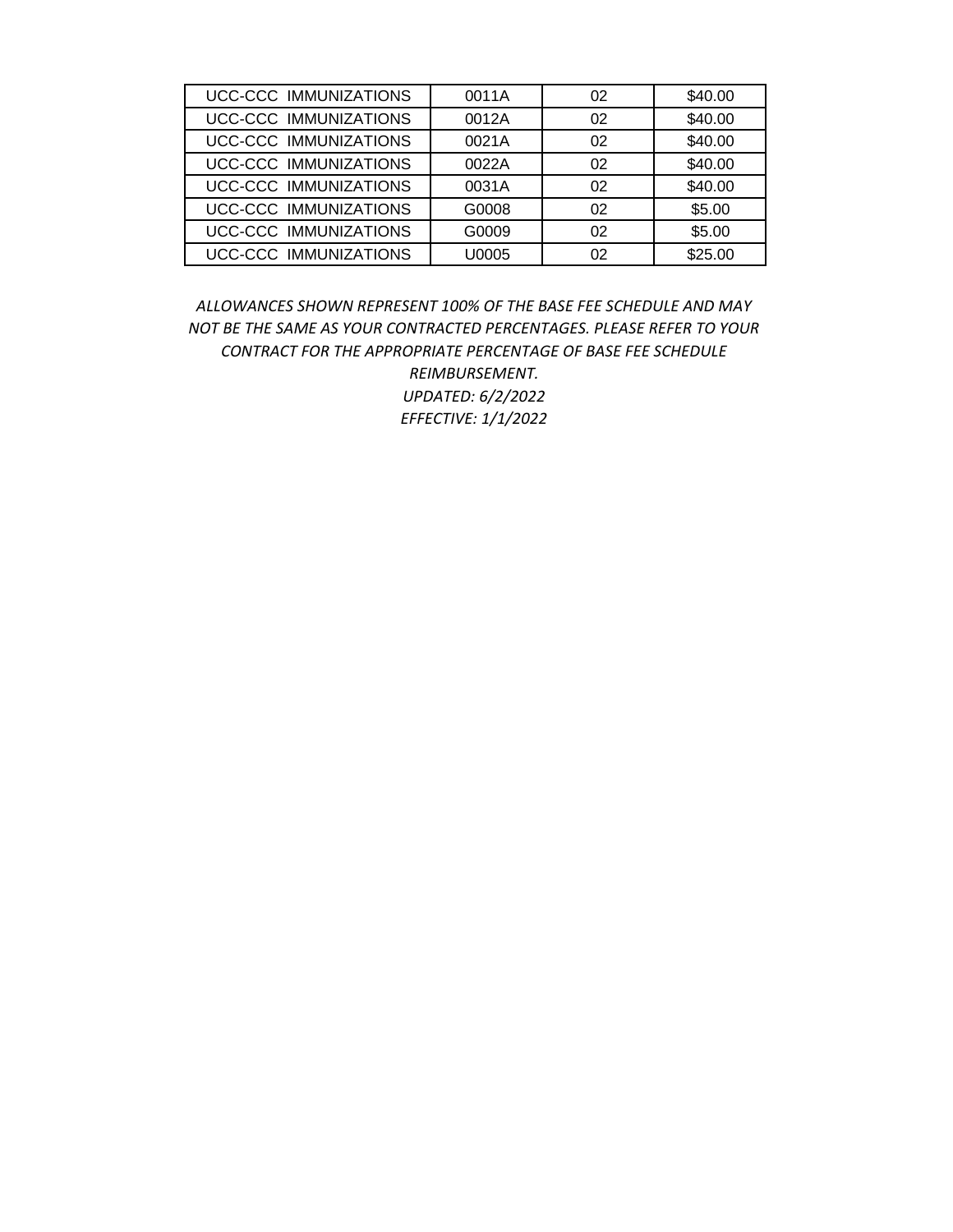| | | | |
|---|---|---|---|
| UCC-CCC IMMUNIZATIONS | 0011A | 02 | $40.00 |
| UCC-CCC IMMUNIZATIONS | 0012A | 02 | $40.00 |
| UCC-CCC IMMUNIZATIONS | 0021A | 02 | $40.00 |
| UCC-CCC IMMUNIZATIONS | 0022A | 02 | $40.00 |
| UCC-CCC IMMUNIZATIONS | 0031A | 02 | $40.00 |
| UCC-CCC IMMUNIZATIONS | G0008 | 02 | $5.00 |
| UCC-CCC IMMUNIZATIONS | G0009 | 02 | $5.00 |
| UCC-CCC IMMUNIZATIONS | U0005 | 02 | $25.00 |

*ALLOWANCES SHOWN REPRESENT 100% OF THE BASE FEE SCHEDULE AND MAY NOT BE THE SAME AS YOUR CONTRACTED PERCENTAGES. PLEASE REFER TO YOUR CONTRACT FOR THE APPROPRIATE PERCENTAGE OF BASE FEE SCHEDULE REIMBURSEMENT.*

*UPDATED: 6/2/2022*

*EFFECTIVE: 1/1/2022*